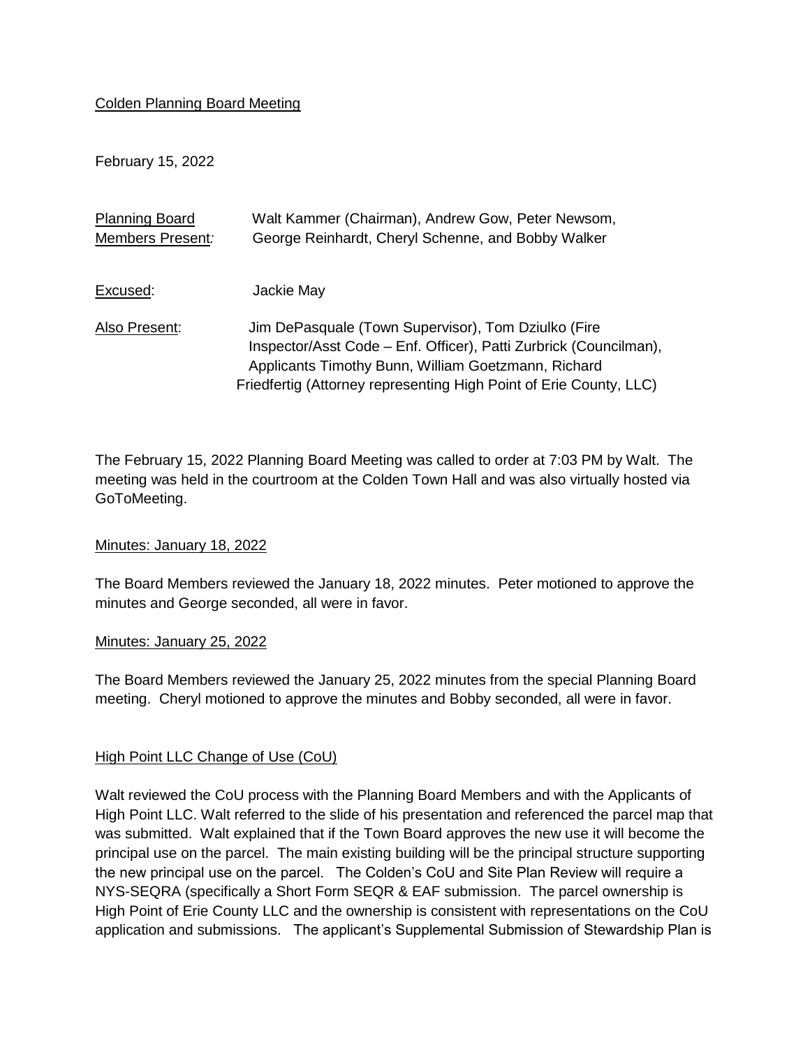Colden Planning Board Meeting

February 15, 2022

| | |
|---|---|
| Planning Board Members Present: | Walt Kammer (Chairman), Andrew Gow, Peter Newsom, George Reinhardt, Cheryl Schenne, and Bobby Walker |
| Excused: | Jackie May |
| Also Present: | Jim DePasquale (Town Supervisor), Tom Dziulko (Fire Inspector/Asst Code – Enf. Officer), Patti Zurbrick (Councilman), Applicants Timothy Bunn, William Goetzmann, Richard Friedfertig (Attorney representing High Point of Erie County, LLC) |

The February 15, 2022 Planning Board Meeting was called to order at 7:03 PM by Walt. The meeting was held in the courtroom at the Colden Town Hall and was also virtually hosted via GoToMeeting.

Minutes: January 18, 2022

The Board Members reviewed the January 18, 2022 minutes. Peter motioned to approve the minutes and George seconded, all were in favor.

Minutes: January 25, 2022

The Board Members reviewed the January 25, 2022 minutes from the special Planning Board meeting. Cheryl motioned to approve the minutes and Bobby seconded, all were in favor.

High Point LLC Change of Use (CoU)

Walt reviewed the CoU process with the Planning Board Members and with the Applicants of High Point LLC. Walt referred to the slide of his presentation and referenced the parcel map that was submitted. Walt explained that if the Town Board approves the new use it will become the principal use on the parcel. The main existing building will be the principal structure supporting the new principal use on the parcel. The Colden's CoU and Site Plan Review will require a NYS-SEQRA (specifically a Short Form SEQR & EAF submission. The parcel ownership is High Point of Erie County LLC and the ownership is consistent with representations on the CoU application and submissions. The applicant's Supplemental Submission of Stewardship Plan is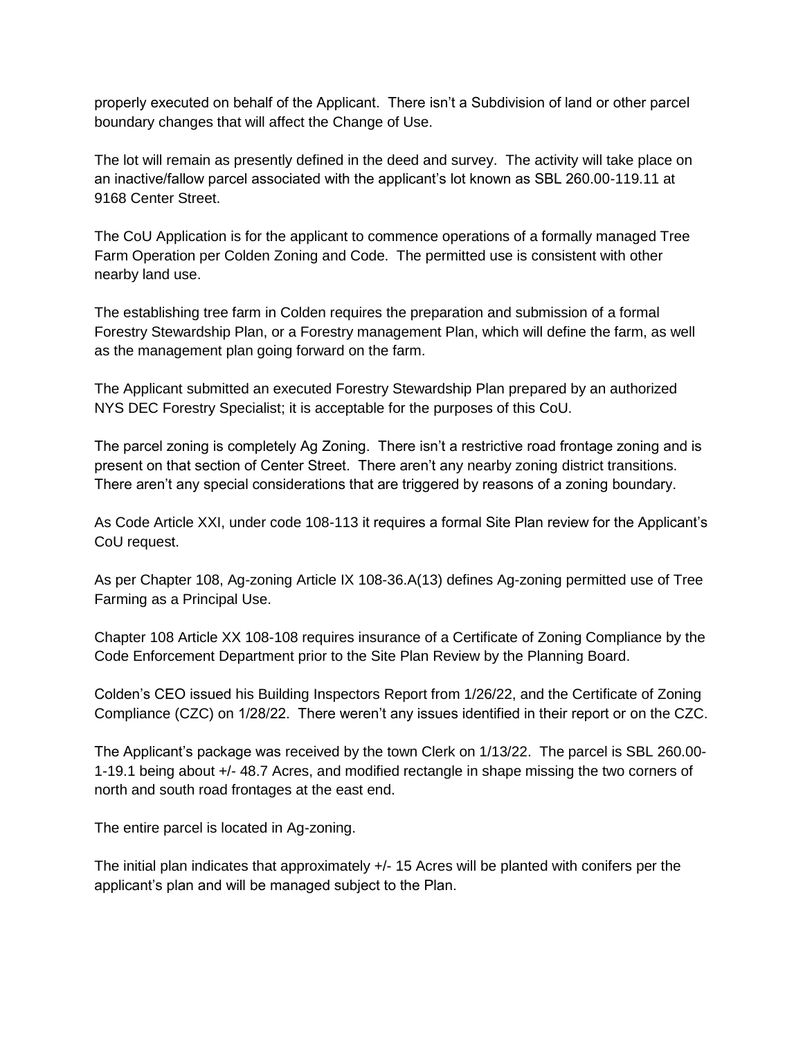properly executed on behalf of the Applicant. There isn't a Subdivision of land or other parcel boundary changes that will affect the Change of Use.

The lot will remain as presently defined in the deed and survey. The activity will take place on an inactive/fallow parcel associated with the applicant's lot known as SBL 260.00-119.11 at 9168 Center Street.

The CoU Application is for the applicant to commence operations of a formally managed Tree Farm Operation per Colden Zoning and Code. The permitted use is consistent with other nearby land use.

The establishing tree farm in Colden requires the preparation and submission of a formal Forestry Stewardship Plan, or a Forestry management Plan, which will define the farm, as well as the management plan going forward on the farm.

The Applicant submitted an executed Forestry Stewardship Plan prepared by an authorized NYS DEC Forestry Specialist; it is acceptable for the purposes of this CoU.

The parcel zoning is completely Ag Zoning. There isn't a restrictive road frontage zoning and is present on that section of Center Street. There aren't any nearby zoning district transitions. There aren't any special considerations that are triggered by reasons of a zoning boundary.

As Code Article XXI, under code 108-113 it requires a formal Site Plan review for the Applicant's CoU request.

As per Chapter 108, Ag-zoning Article IX 108-36.A(13) defines Ag-zoning permitted use of Tree Farming as a Principal Use.

Chapter 108 Article XX 108-108 requires insurance of a Certificate of Zoning Compliance by the Code Enforcement Department prior to the Site Plan Review by the Planning Board.

Colden's CEO issued his Building Inspectors Report from 1/26/22, and the Certificate of Zoning Compliance (CZC) on 1/28/22. There weren't any issues identified in their report or on the CZC.

The Applicant's package was received by the town Clerk on 1/13/22. The parcel is SBL 260.00-1-19.1 being about +/- 48.7 Acres, and modified rectangle in shape missing the two corners of north and south road frontages at the east end.

The entire parcel is located in Ag-zoning.

The initial plan indicates that approximately +/- 15 Acres will be planted with conifers per the applicant's plan and will be managed subject to the Plan.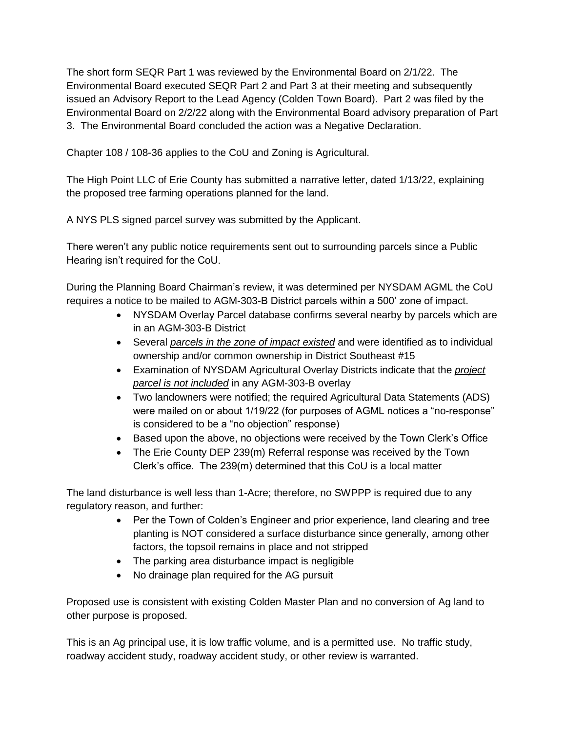The short form SEQR Part 1 was reviewed by the Environmental Board on 2/1/22. The Environmental Board executed SEQR Part 2 and Part 3 at their meeting and subsequently issued an Advisory Report to the Lead Agency (Colden Town Board). Part 2 was filed by the Environmental Board on 2/2/22 along with the Environmental Board advisory preparation of Part 3. The Environmental Board concluded the action was a Negative Declaration.

Chapter 108 / 108-36 applies to the CoU and Zoning is Agricultural.

The High Point LLC of Erie County has submitted a narrative letter, dated 1/13/22, explaining the proposed tree farming operations planned for the land.

A NYS PLS signed parcel survey was submitted by the Applicant.

There weren't any public notice requirements sent out to surrounding parcels since a Public Hearing isn't required for the CoU.

During the Planning Board Chairman's review, it was determined per NYSDAM AGML the CoU requires a notice to be mailed to AGM-303-B District parcels within a 500' zone of impact.

- NYSDAM Overlay Parcel database confirms several nearby by parcels which are in an AGM-303-B District
- Several *parcels in the zone of impact existed* and were identified as to individual ownership and/or common ownership in District Southeast #15
- Examination of NYSDAM Agricultural Overlay Districts indicate that the *project parcel is not included* in any AGM-303-B overlay
- Two landowners were notified; the required Agricultural Data Statements (ADS) were mailed on or about 1/19/22 (for purposes of AGML notices a "no-response" is considered to be a "no objection" response)
- Based upon the above, no objections were received by the Town Clerk's Office
- The Erie County DEP 239(m) Referral response was received by the Town Clerk's office. The 239(m) determined that this CoU is a local matter

The land disturbance is well less than 1-Acre; therefore, no SWPPP is required due to any regulatory reason, and further:

- Per the Town of Colden's Engineer and prior experience, land clearing and tree planting is NOT considered a surface disturbance since generally, among other factors, the topsoil remains in place and not stripped
- The parking area disturbance impact is negligible
- No drainage plan required for the AG pursuit

Proposed use is consistent with existing Colden Master Plan and no conversion of Ag land to other purpose is proposed.

This is an Ag principal use, it is low traffic volume, and is a permitted use. No traffic study, roadway accident study, roadway accident study, or other review is warranted.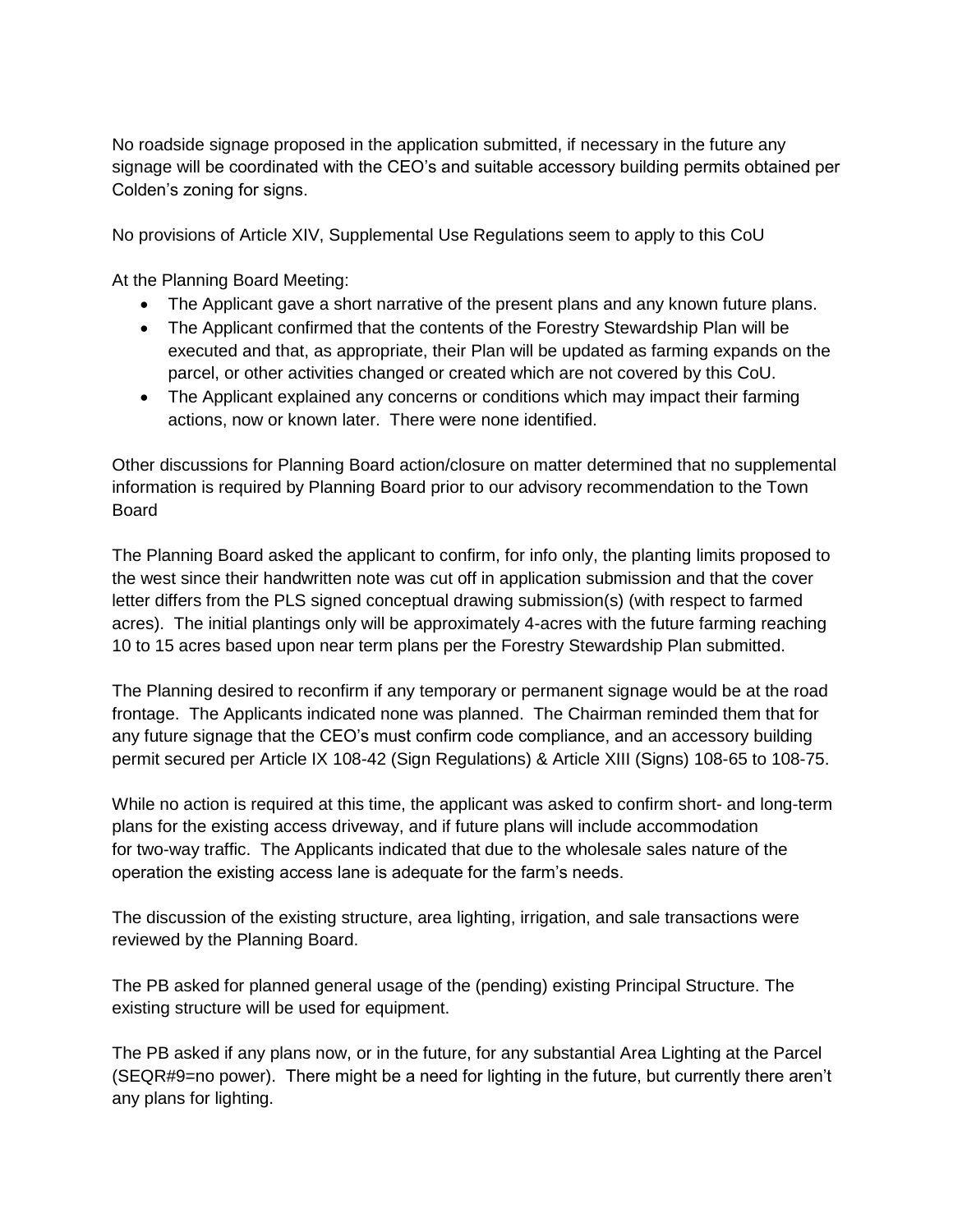No roadside signage proposed in the application submitted, if necessary in the future any signage will be coordinated with the CEO's and suitable accessory building permits obtained per Colden's zoning for signs.

No provisions of Article XIV, Supplemental Use Regulations seem to apply to this CoU

At the Planning Board Meeting:

- The Applicant gave a short narrative of the present plans and any known future plans.
- The Applicant confirmed that the contents of the Forestry Stewardship Plan will be executed and that, as appropriate, their Plan will be updated as farming expands on the parcel, or other activities changed or created which are not covered by this CoU.
- The Applicant explained any concerns or conditions which may impact their farming actions, now or known later. There were none identified.

Other discussions for Planning Board action/closure on matter determined that no supplemental information is required by Planning Board prior to our advisory recommendation to the Town Board

The Planning Board asked the applicant to confirm, for info only, the planting limits proposed to the west since their handwritten note was cut off in application submission and that the cover letter differs from the PLS signed conceptual drawing submission(s) (with respect to farmed acres). The initial plantings only will be approximately 4-acres with the future farming reaching 10 to 15 acres based upon near term plans per the Forestry Stewardship Plan submitted.

The Planning desired to reconfirm if any temporary or permanent signage would be at the road frontage. The Applicants indicated none was planned. The Chairman reminded them that for any future signage that the CEO's must confirm code compliance, and an accessory building permit secured per Article IX 108-42 (Sign Regulations) & Article XIII (Signs) 108-65 to 108-75.

While no action is required at this time, the applicant was asked to confirm short- and long-term plans for the existing access driveway, and if future plans will include accommodation for two-way traffic. The Applicants indicated that due to the wholesale sales nature of the operation the existing access lane is adequate for the farm's needs.

The discussion of the existing structure, area lighting, irrigation, and sale transactions were reviewed by the Planning Board.

The PB asked for planned general usage of the (pending) existing Principal Structure. The existing structure will be used for equipment.

The PB asked if any plans now, or in the future, for any substantial Area Lighting at the Parcel (SEQR#9=no power). There might be a need for lighting in the future, but currently there aren't any plans for lighting.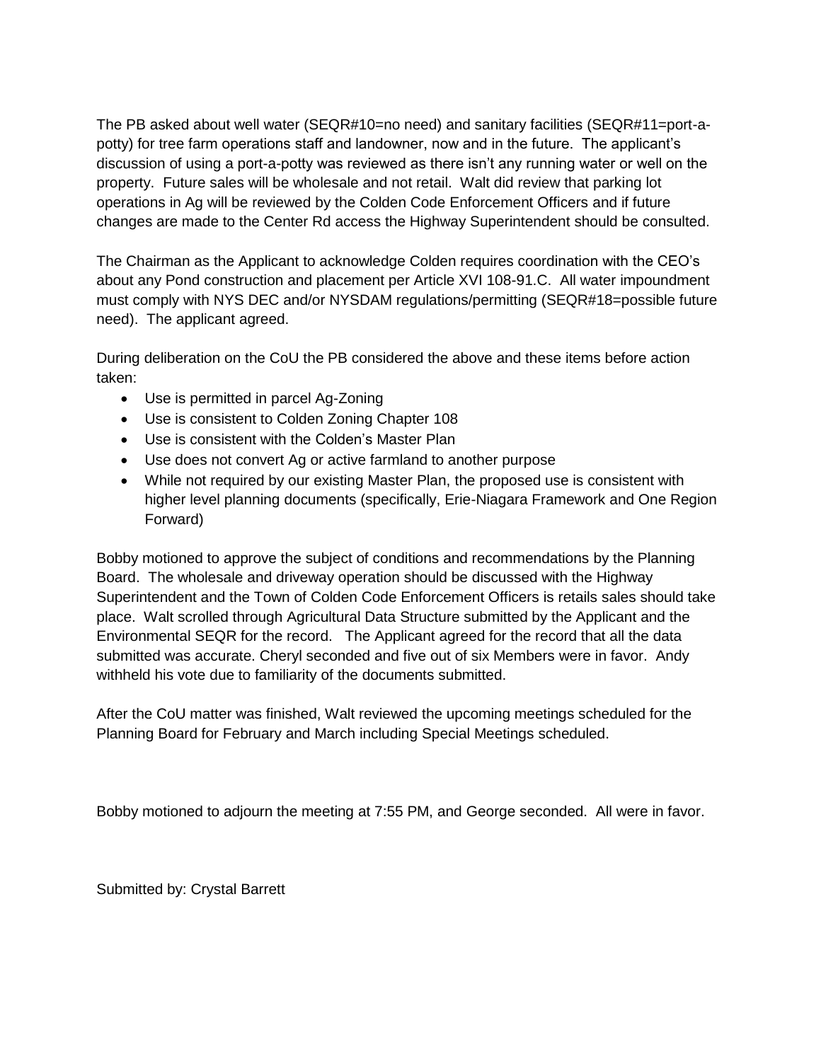The PB asked about well water (SEQR#10=no need) and sanitary facilities (SEQR#11=port-a-potty) for tree farm operations staff and landowner, now and in the future. The applicant's discussion of using a port-a-potty was reviewed as there isn't any running water or well on the property. Future sales will be wholesale and not retail. Walt did review that parking lot operations in Ag will be reviewed by the Colden Code Enforcement Officers and if future changes are made to the Center Rd access the Highway Superintendent should be consulted.

The Chairman as the Applicant to acknowledge Colden requires coordination with the CEO's about any Pond construction and placement per Article XVI 108-91.C. All water impoundment must comply with NYS DEC and/or NYSDAM regulations/permitting (SEQR#18=possible future need). The applicant agreed.

During deliberation on the CoU the PB considered the above and these items before action taken:

- Use is permitted in parcel Ag-Zoning
- Use is consistent to Colden Zoning Chapter 108
- Use is consistent with the Colden's Master Plan
- Use does not convert Ag or active farmland to another purpose
- While not required by our existing Master Plan, the proposed use is consistent with higher level planning documents (specifically, Erie-Niagara Framework and One Region Forward)

Bobby motioned to approve the subject of conditions and recommendations by the Planning Board. The wholesale and driveway operation should be discussed with the Highway Superintendent and the Town of Colden Code Enforcement Officers is retails sales should take place. Walt scrolled through Agricultural Data Structure submitted by the Applicant and the Environmental SEQR for the record. The Applicant agreed for the record that all the data submitted was accurate. Cheryl seconded and five out of six Members were in favor. Andy withheld his vote due to familiarity of the documents submitted.

After the CoU matter was finished, Walt reviewed the upcoming meetings scheduled for the Planning Board for February and March including Special Meetings scheduled.

Bobby motioned to adjourn the meeting at 7:55 PM, and George seconded. All were in favor.

Submitted by: Crystal Barrett